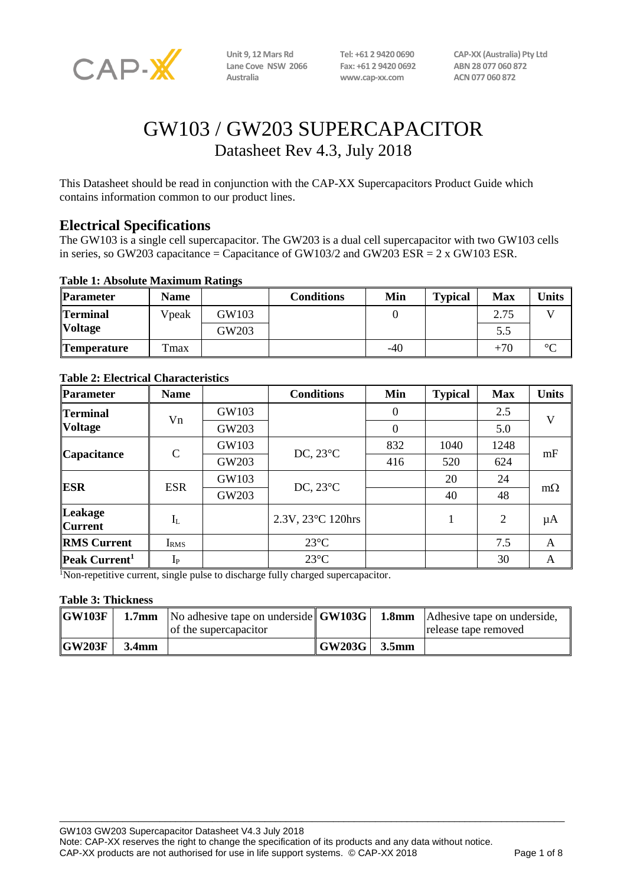CAP-XX

Unit 9, 12 Mars Rd
Lane Cove NSW 2066
Australia

Tel: +61 2 9420 0690
Fax: +61 2 9420 0692
www.cap-xx.com

CAP-XX (Australia) Pty Ltd
ABN 28 077 060 872
ACN 077 060 872

# GW103 / GW203 SUPERCAPACITOR

Datasheet Rev 4.3, July 2018

This Datasheet should be read in conjunction with the CAP-XX Supercapacitors Product Guide which contains information common to our product lines.

## Electrical Specifications

The GW103 is a single cell supercapacitor. The GW203 is a dual cell supercapacitor with two GW103 cells in series, so GW203 capacitance = Capacitance of GW103/2 and GW203 ESR = 2 x GW103 ESR.

**Table 1: Absolute Maximum Ratings**

| Parameter | Name | | Conditions | Min | Typical | Max | Units |
|---|---|---|---|---|---|---|---|
| **Terminal Voltage** | Vpeak | GW103 | | 0 | | 2.75 | V |
| | | GW203 | | | | 5.5 | |
| **Temperature** | Tmax | | | -40 | | +70 | °C |

**Table 2: Electrical Characteristics**

| Parameter | Name | | Conditions | Min | Typical | Max | Units |
|---|---|---|---|---|---|---|---|
| **Terminal Voltage** | Vn | GW103 | | 0 | | 2.5 | V |
| | | GW203 | | 0 | | 5.0 | |
| **Capacitance** | C | GW103 | DC, 23°C | 832 | 1040 | 1248 | mF |
| | | GW203 | | 416 | 520 | 624 | |
| **ESR** | ESR | GW103 | DC, 23°C | | 20 | 24 | mΩ |
| | | GW203 | | | 40 | 48 | |
| **Leakage Current** | $I_L$ | | 2.3V, 23°C 120hrs | | 1 | 2 | µA |
| **RMS Current** | $I_{RMS}$ | | 23°C | | | 7.5 | A |
| **Peak Current**[1] | $I_P$ | | 23°C | | | 30 | A |

[1]Non-repetitive current, single pulse to discharge fully charged supercapacitor.

**Table 3: Thickness**

| **GW103F** | **1.7mm** | No adhesive tape on underside of the supercapacitor | **GW103G** | **1.8mm** | Adhesive tape on underside, release tape removed |
|---|---|---|---|---|---|
| **GW203F** | **3.4mm** | | **GW203G** | **3.5mm** | |

GW103 GW203 Supercapacitor Datasheet V4.3 July 2018
Note: CAP-XX reserves the right to change the specification of its products and any data without notice.
CAP-XX products are not authorised for use in life support systems. © CAP-XX 2018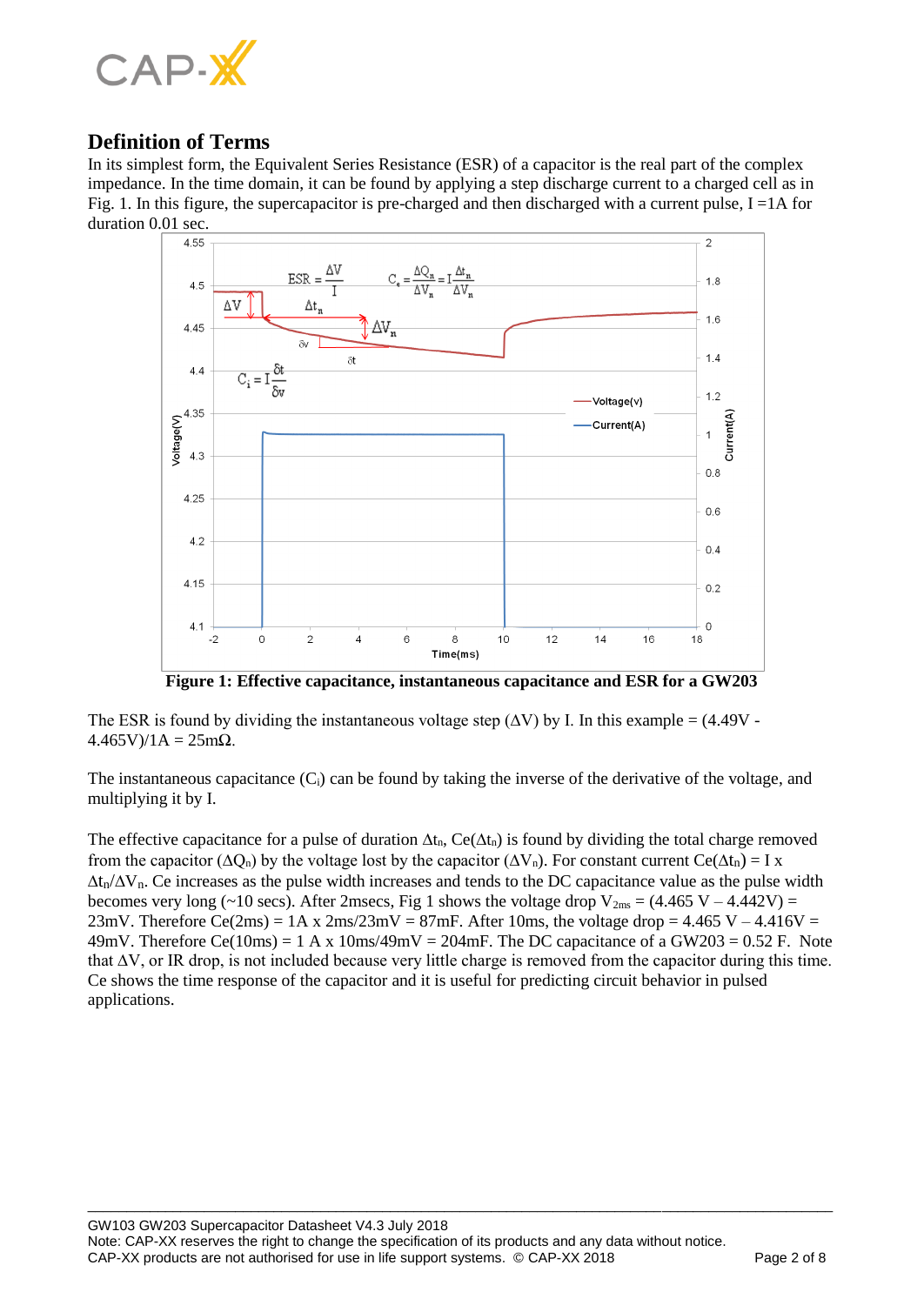## Definition of Terms

In its simplest form, the Equivalent Series Resistance (ESR) of a capacitor is the real part of the complex impedance. In the time domain, it can be found by applying a step discharge current to a charged cell as in Fig. 1. In this figure, the supercapacitor is pre-charged and then discharged with a current pulse, I =1A for duration 0.01 sec.

**Figure 1: Effective capacitance, instantaneous capacitance and ESR for a GW203**

The ESR is found by dividing the instantaneous voltage step (ΔV) by I. In this example = (4.49V - 4.465V)/1A = 25mΩ.

The instantaneous capacitance ($C_i$) can be found by taking the inverse of the derivative of the voltage, and multiplying it by I.

The effective capacitance for a pulse of duration $\Delta t_n$, $Ce(\Delta t_n)$ is found by dividing the total charge removed from the capacitor ($\Delta Q_n$) by the voltage lost by the capacitor ($\Delta V_n$). For constant current $Ce(\Delta t_n) = I \times \Delta t_n/\Delta V_n$. Ce increases as the pulse width increases and tends to the DC capacitance value as the pulse width becomes very long (~10 secs). After 2msecs, Fig 1 shows the voltage drop $V_{2ms}$ = (4.465 V – 4.442V) = 23mV. Therefore Ce(2ms) = 1A x 2ms/23mV = 87mF. After 10ms, the voltage drop = 4.465 V – 4.416V = 49mV. Therefore Ce(10ms) = 1 A x 10ms/49mV = 204mF. The DC capacitance of a GW203 = 0.52 F. Note that ΔV, or IR drop, is not included because very little charge is removed from the capacitor during this time. Ce shows the time response of the capacitor and it is useful for predicting circuit behavior in pulsed applications.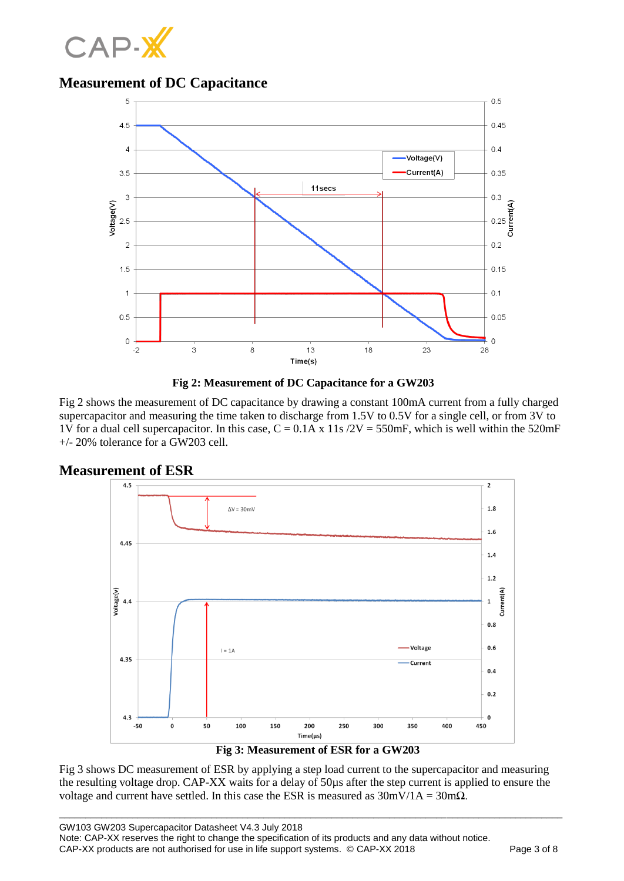## Measurement of DC Capacitance

Fig 2: Measurement of DC Capacitance for a GW203

Fig 2 shows the measurement of DC capacitance by drawing a constant 100mA current from a fully charged supercapacitor and measuring the time taken to discharge from 1.5V to 0.5V for a single cell, or from 3V to 1V for a dual cell supercapacitor. In this case, C = 0.1A x 11s /2V = 550mF, which is well within the 520mF +/- 20% tolerance for a GW203 cell.

## Measurement of ESR

Fig 3: Measurement of ESR for a GW203

Fig 3 shows DC measurement of ESR by applying a step load current to the supercapacitor and measuring the resulting voltage drop. CAP-XX waits for a delay of 50µs after the step current is applied to ensure the voltage and current have settled. In this case the ESR is measured as 30mV/1A = 30mΩ.

GW103 GW203 Supercapacitor Datasheet V4.3 July 2018
Note: CAP-XX reserves the right to change the specification of its products and any data without notice.
CAP-XX products are not authorised for use in life support systems. © CAP-XX 2018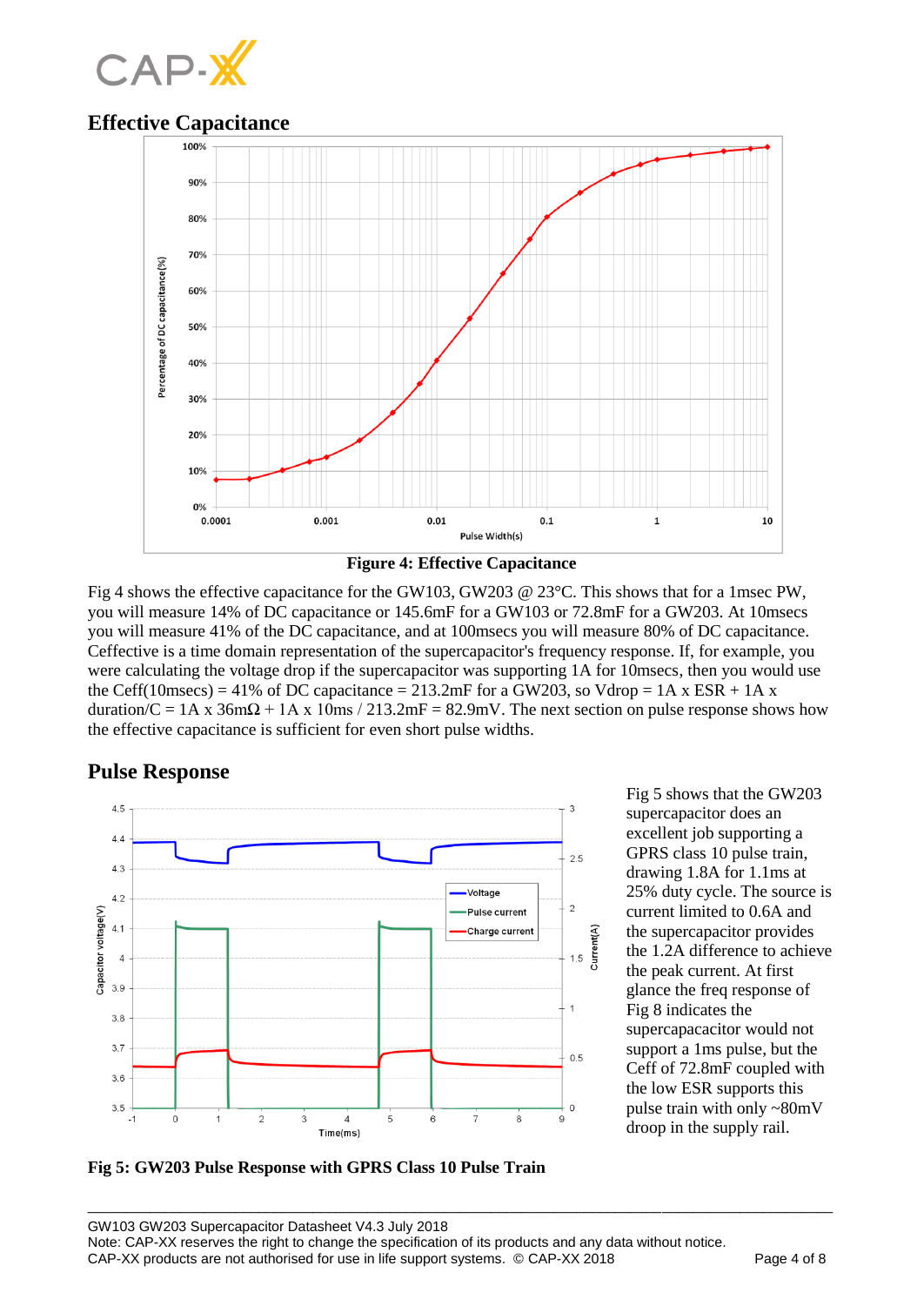## Effective Capacitance

**Figure 4: Effective Capacitance**

Fig 4 shows the effective capacitance for the GW103, GW203 @ 23°C. This shows that for a 1msec PW, you will measure 14% of DC capacitance or 145.6mF for a GW103 or 72.8mF for a GW203. At 10msecs you will measure 41% of the DC capacitance, and at 100msecs you will measure 80% of DC capacitance. Ceffective is a time domain representation of the supercapacitor's frequency response. If, for example, you were calculating the voltage drop if the supercapacitor was supporting 1A for 10msecs, then you would use the Ceff(10msecs) = 41% of DC capacitance = 213.2mF for a GW203, so Vdrop = 1A x ESR + 1A x duration/C = 1A x 36mΩ + 1A x 10ms / 213.2mF = 82.9mV. The next section on pulse response shows how the effective capacitance is sufficient for even short pulse widths.

## Pulse Response

Fig 5 shows that the GW203 supercapacitor does an excellent job supporting a GPRS class 10 pulse train, drawing 1.8A for 1.1ms at 25% duty cycle. The source is current limited to 0.6A and the supercapacitor provides the 1.2A difference to achieve the peak current. At first glance the freq response of Fig 8 indicates the supercapacitor would not support a 1ms pulse, but the Ceff of 72.8mF coupled with the low ESR supports this pulse train with only ~80mV droop in the supply rail.

**Fig 5: GW203 Pulse Response with GPRS Class 10 Pulse Train**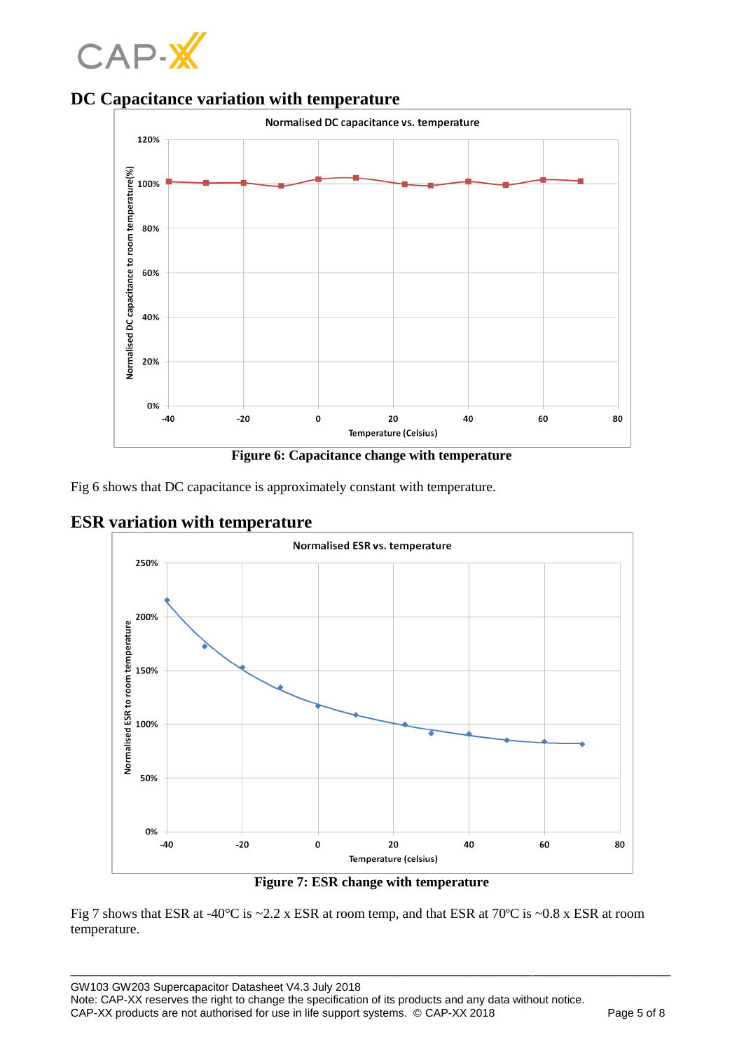## DC Capacitance variation with temperature

**Figure 6: Capacitance change with temperature**

Fig 6 shows that DC capacitance is approximately constant with temperature.

## ESR variation with temperature

**Figure 7: ESR change with temperature**

Fig 7 shows that ESR at -40°C is ~2.2 x ESR at room temp, and that ESR at 70ºC is ~0.8 x ESR at room temperature.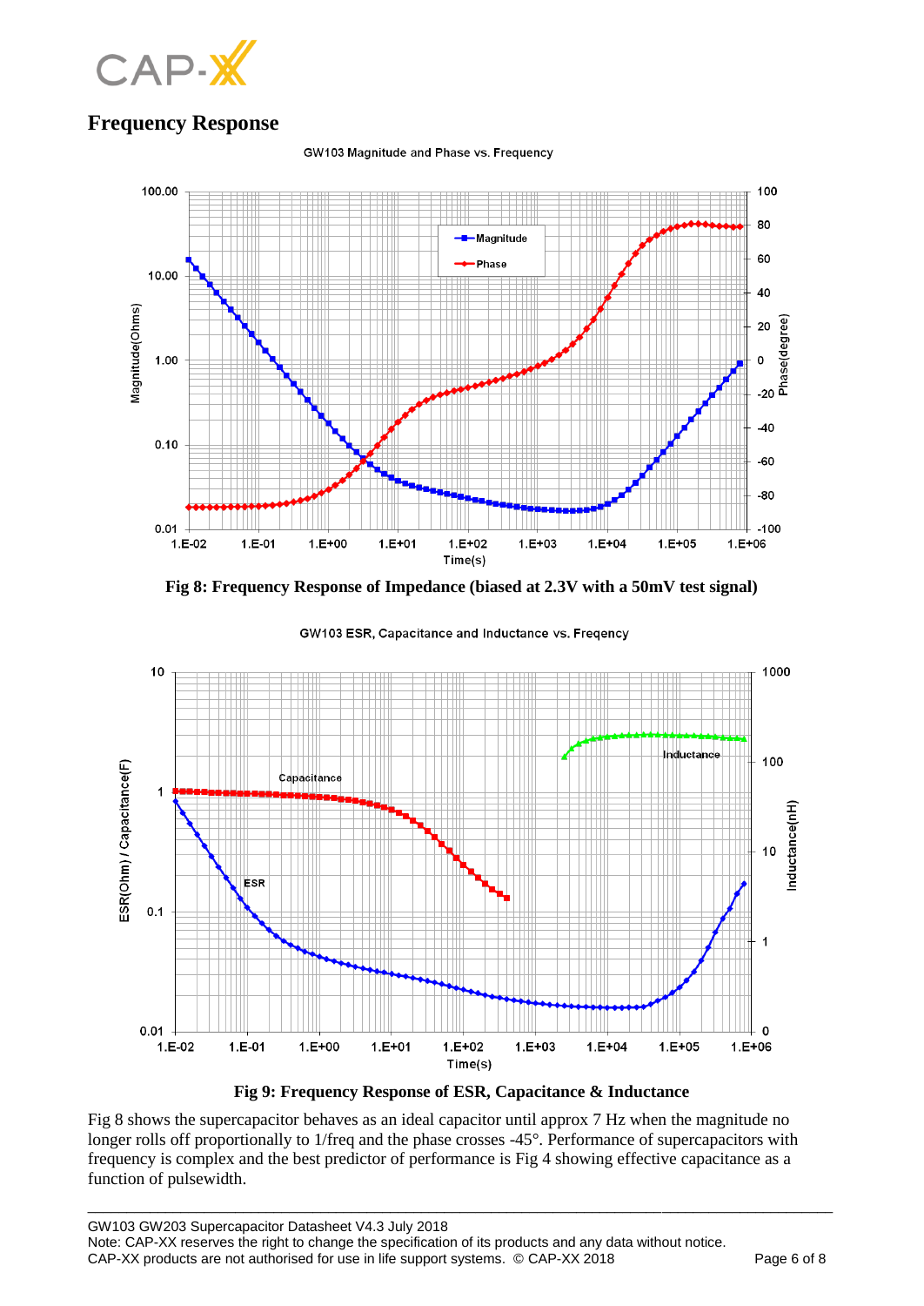## Frequency Response

Fig 8: Frequency Response of Impedance (biased at 2.3V with a 50mV test signal)

Fig 9: Frequency Response of ESR, Capacitance & Inductance

Fig 8 shows the supercapacitor behaves as an ideal capacitor until approx 7 Hz when the magnitude no longer rolls off proportionally to 1/freq and the phase crosses -45°. Performance of supercapacitors with frequency is complex and the best predictor of performance is Fig 4 showing effective capacitance as a function of pulsewidth.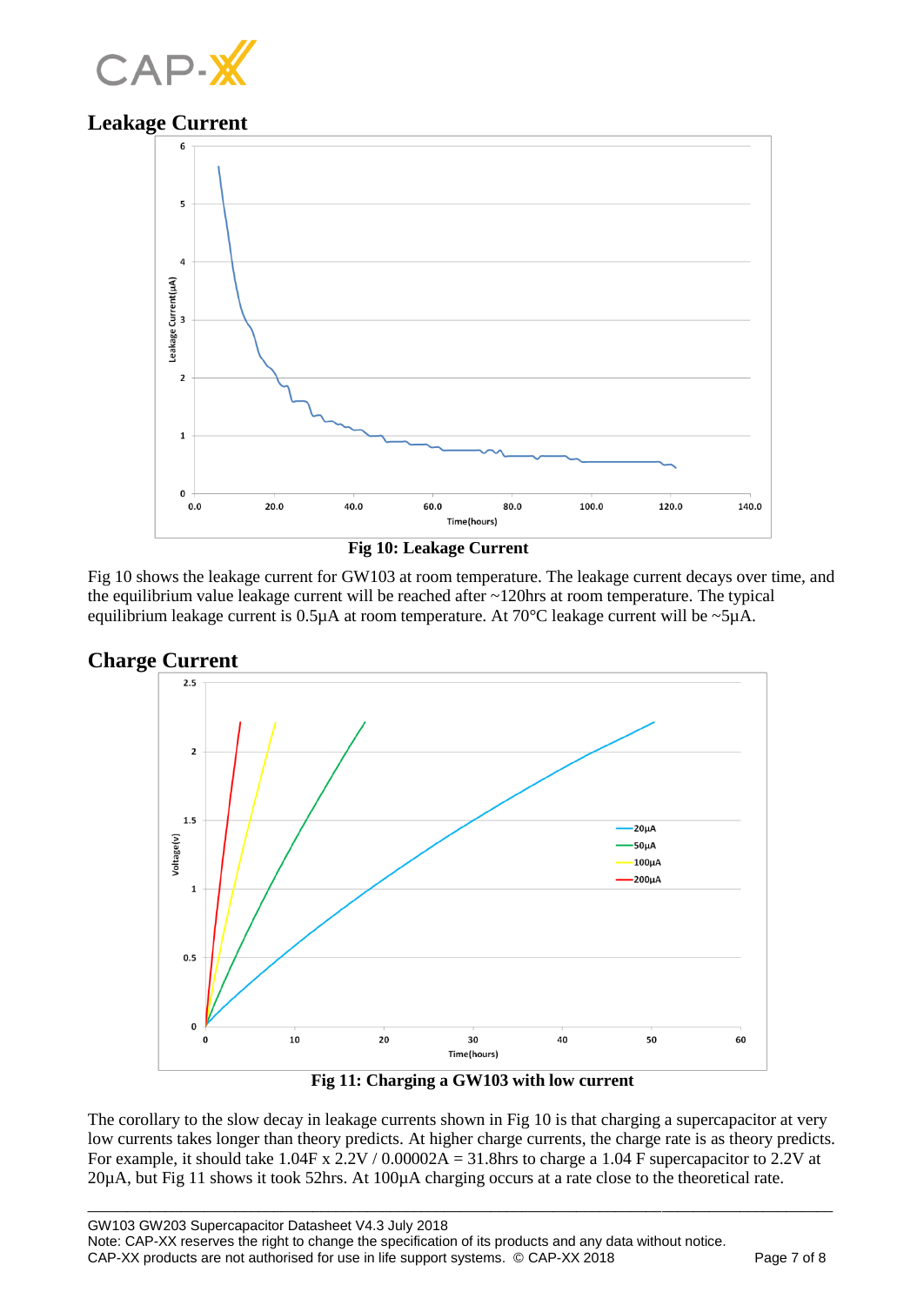## Leakage Current

Fig 10: Leakage Current

Fig 10 shows the leakage current for GW103 at room temperature. The leakage current decays over time, and the equilibrium value leakage current will be reached after ~120hrs at room temperature. The typical equilibrium leakage current is 0.5µA at room temperature. At 70°C leakage current will be ~5µA.

## Charge Current

Fig 11: Charging a GW103 with low current

The corollary to the slow decay in leakage currents shown in Fig 10 is that charging a supercapacitor at very low currents takes longer than theory predicts. At higher charge currents, the charge rate is as theory predicts. For example, it should take 1.04F x 2.2V / 0.00002A = 31.8hrs to charge a 1.04 F supercapacitor to 2.2V at 20µA, but Fig 11 shows it took 52hrs. At 100µA charging occurs at a rate close to the theoretical rate.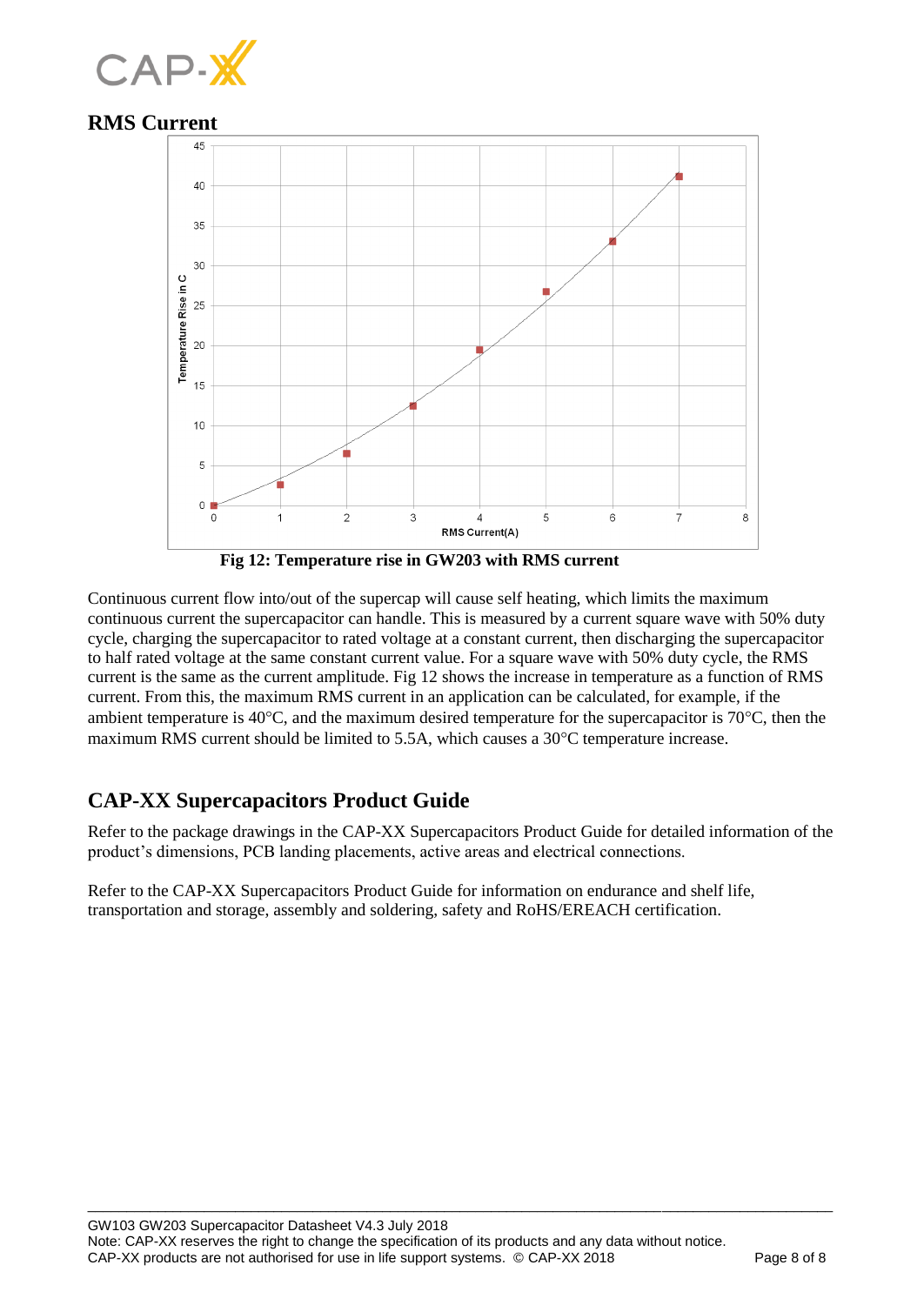## RMS Current

Temperature Rise in C

45
40
35
30
25
20
15
10
5
0

0 1 2 3 4 5 6 7 8

RMS Current(A)

**Fig 12: Temperature rise in GW203 with RMS current**

Continuous current flow into/out of the supercap will cause self heating, which limits the maximum continuous current the supercapacitor can handle. This is measured by a current square wave with 50% duty cycle, charging the supercapacitor to rated voltage at a constant current, then discharging the supercapacitor to half rated voltage at the same constant current value. For a square wave with 50% duty cycle, the RMS current is the same as the current amplitude. Fig 12 shows the increase in temperature as a function of RMS current. From this, the maximum RMS current in an application can be calculated, for example, if the ambient temperature is 40°C, and the maximum desired temperature for the supercapacitor is 70°C, then the maximum RMS current should be limited to 5.5A, which causes a 30°C temperature increase.

## CAP-XX Supercapacitors Product Guide

Refer to the package drawings in the CAP-XX Supercapacitors Product Guide for detailed information of the product's dimensions, PCB landing placements, active areas and electrical connections.

Refer to the CAP-XX Supercapacitors Product Guide for information on endurance and shelf life, transportation and storage, assembly and soldering, safety and RoHS/EREACH certification.